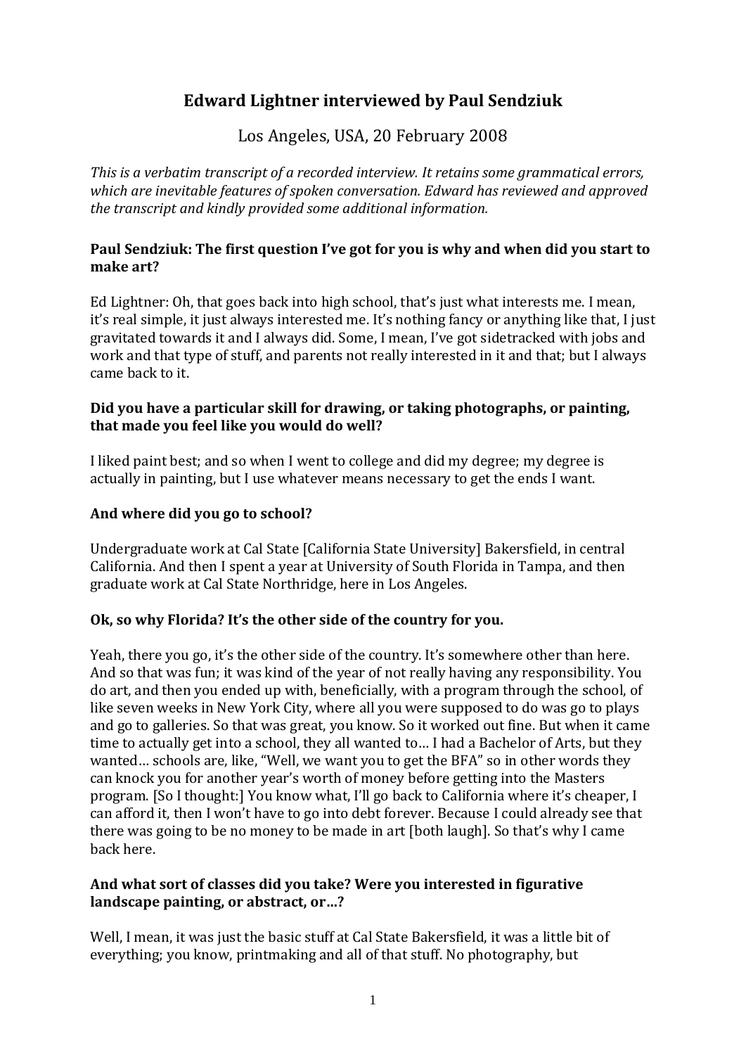# Edward Lightner interviewed by Paul Sendziuk

Los Angeles, USA, 20 February 2008

*This is a verbatim transcript of a recorded interview. It retains some grammatical errors, which are inevitable features of spoken conversation. Edward has reviewed and approved the transcript and kindly provided some additional information.*

**Paul Sendziuk: The first question I've got for you is why and when did you start to make art?**

Ed Lightner: Oh, that goes back into high school, that's just what interests me. I mean, it's real simple, it just always interested me. It's nothing fancy or anything like that, I just gravitated towards it and I always did. Some, I mean, I've got sidetracked with jobs and work and that type of stuff, and parents not really interested in it and that; but I always came back to it.

**Did you have a particular skill for drawing, or taking photographs, or painting, that made you feel like you would do well?**

I liked paint best; and so when I went to college and did my degree; my degree is actually in painting, but I use whatever means necessary to get the ends I want.

**And where did you go to school?**

Undergraduate work at Cal State [California State University] Bakersfield, in central California. And then I spent a year at University of South Florida in Tampa, and then graduate work at Cal State Northridge, here in Los Angeles.

**Ok, so why Florida? It's the other side of the country for you.**

Yeah, there you go, it's the other side of the country. It's somewhere other than here. And so that was fun; it was kind of the year of not really having any responsibility. You do art, and then you ended up with, beneficially, with a program through the school, of like seven weeks in New York City, where all you were supposed to do was go to plays and go to galleries. So that was great, you know. So it worked out fine. But when it came time to actually get into a school, they all wanted to… I had a Bachelor of Arts, but they wanted… schools are, like, "Well, we want you to get the BFA" so in other words they can knock you for another year's worth of money before getting into the Masters program. [So I thought:] You know what, I'll go back to California where it's cheaper, I can afford it, then I won't have to go into debt forever. Because I could already see that there was going to be no money to be made in art [both laugh]. So that's why I came back here.

**And what sort of classes did you take? Were you interested in figurative landscape painting, or abstract, or…?**

Well, I mean, it was just the basic stuff at Cal State Bakersfield, it was a little bit of everything; you know, printmaking and all of that stuff. No photography, but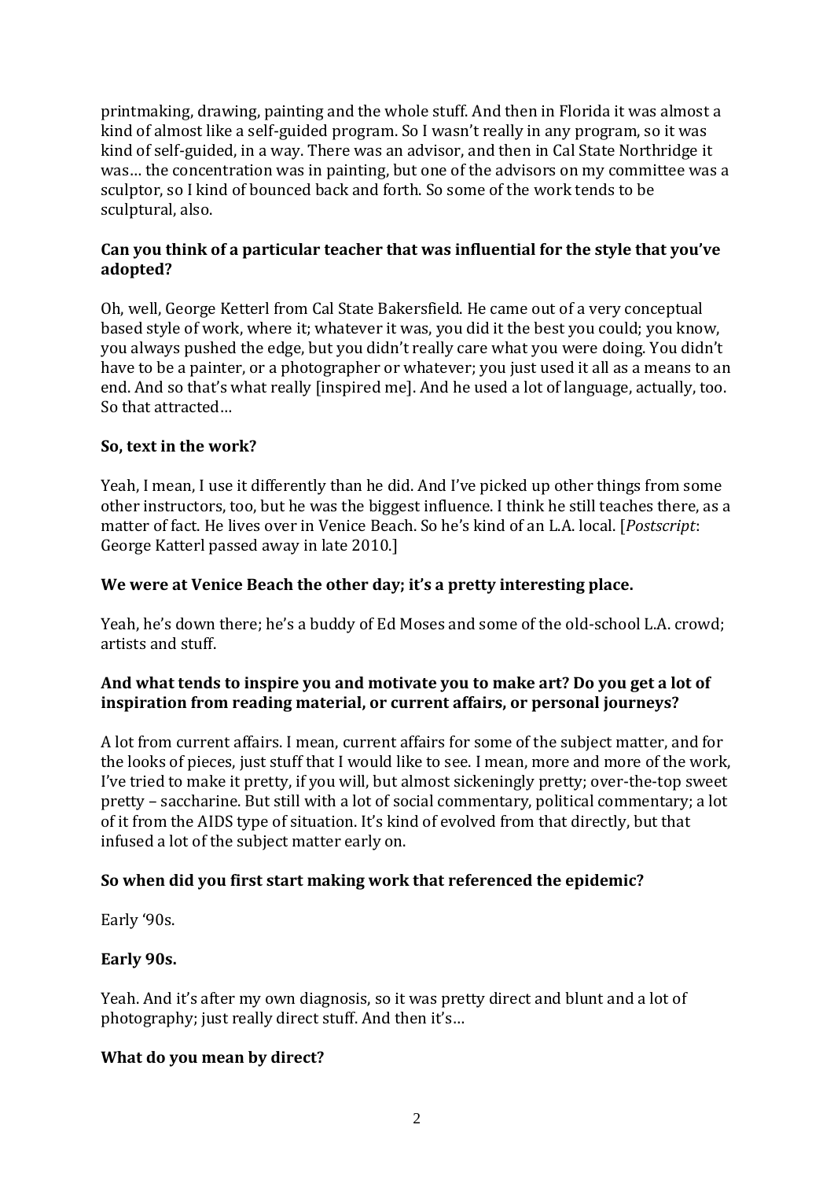printmaking, drawing, painting and the whole stuff. And then in Florida it was almost a kind of almost like a self-guided program. So I wasn't really in any program, so it was kind of self-guided, in a way. There was an advisor, and then in Cal State Northridge it was… the concentration was in painting, but one of the advisors on my committee was a sculptor, so I kind of bounced back and forth. So some of the work tends to be sculptural, also.

**Can you think of a particular teacher that was influential for the style that you've adopted?**

Oh, well, George Ketterl from Cal State Bakersfield. He came out of a very conceptual based style of work, where it; whatever it was, you did it the best you could; you know, you always pushed the edge, but you didn't really care what you were doing. You didn't have to be a painter, or a photographer or whatever; you just used it all as a means to an end. And so that's what really [inspired me]. And he used a lot of language, actually, too. So that attracted…

**So, text in the work?**

Yeah, I mean, I use it differently than he did. And I've picked up other things from some other instructors, too, but he was the biggest influence. I think he still teaches there, as a matter of fact. He lives over in Venice Beach. So he's kind of an L.A. local. [*Postscript*: George Katterl passed away in late 2010.]

**We were at Venice Beach the other day; it's a pretty interesting place.**

Yeah, he's down there; he's a buddy of Ed Moses and some of the old-school L.A. crowd; artists and stuff.

**And what tends to inspire you and motivate you to make art? Do you get a lot of inspiration from reading material, or current affairs, or personal journeys?**

A lot from current affairs. I mean, current affairs for some of the subject matter, and for the looks of pieces, just stuff that I would like to see. I mean, more and more of the work, I've tried to make it pretty, if you will, but almost sickeningly pretty; over-the-top sweet pretty – saccharine. But still with a lot of social commentary, political commentary; a lot of it from the AIDS type of situation. It's kind of evolved from that directly, but that infused a lot of the subject matter early on.

**So when did you first start making work that referenced the epidemic?**

Early '90s.

**Early 90s.**

Yeah. And it's after my own diagnosis, so it was pretty direct and blunt and a lot of photography; just really direct stuff. And then it's…

**What do you mean by direct?**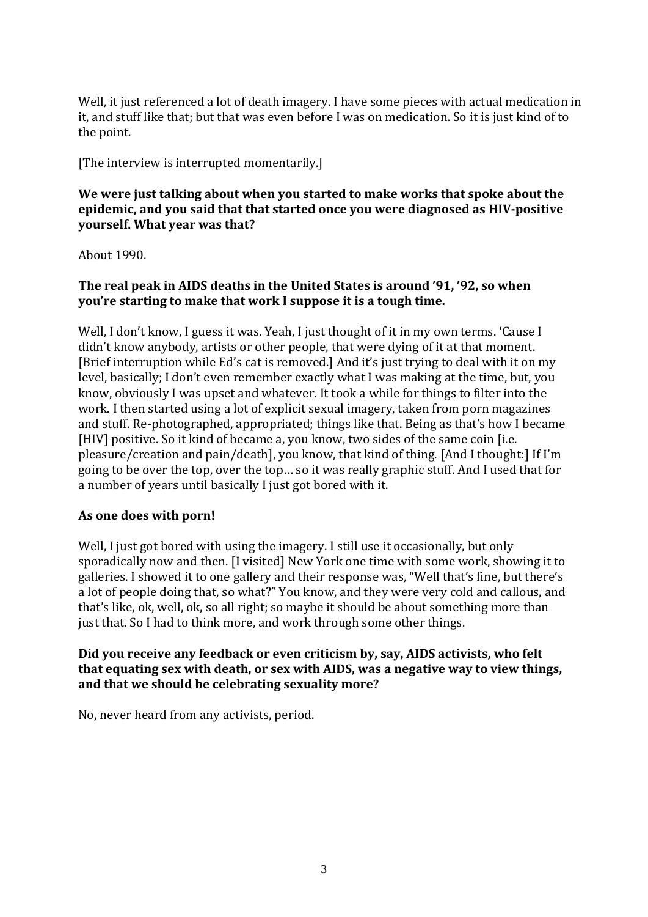Well, it just referenced a lot of death imagery. I have some pieces with actual medication in it, and stuff like that; but that was even before I was on medication. So it is just kind of to the point.

[The interview is interrupted momentarily.]

**We were just talking about when you started to make works that spoke about the epidemic, and you said that that started once you were diagnosed as HIV-positive yourself. What year was that?**

About 1990.

**The real peak in AIDS deaths in the United States is around '91, '92, so when you're starting to make that work I suppose it is a tough time.**

Well, I don't know, I guess it was. Yeah, I just thought of it in my own terms. 'Cause I didn't know anybody, artists or other people, that were dying of it at that moment. [Brief interruption while Ed's cat is removed.] And it's just trying to deal with it on my level, basically; I don't even remember exactly what I was making at the time, but, you know, obviously I was upset and whatever. It took a while for things to filter into the work. I then started using a lot of explicit sexual imagery, taken from porn magazines and stuff. Re-photographed, appropriated; things like that. Being as that's how I became [HIV] positive. So it kind of became a, you know, two sides of the same coin [i.e. pleasure/creation and pain/death], you know, that kind of thing. [And I thought:] If I'm going to be over the top, over the top… so it was really graphic stuff. And I used that for a number of years until basically I just got bored with it.

**As one does with porn!**

Well, I just got bored with using the imagery. I still use it occasionally, but only sporadically now and then. [I visited] New York one time with some work, showing it to galleries. I showed it to one gallery and their response was, "Well that's fine, but there's a lot of people doing that, so what?" You know, and they were very cold and callous, and that's like, ok, well, ok, so all right; so maybe it should be about something more than just that. So I had to think more, and work through some other things.

**Did you receive any feedback or even criticism by, say, AIDS activists, who felt that equating sex with death, or sex with AIDS, was a negative way to view things, and that we should be celebrating sexuality more?**

No, never heard from any activists, period.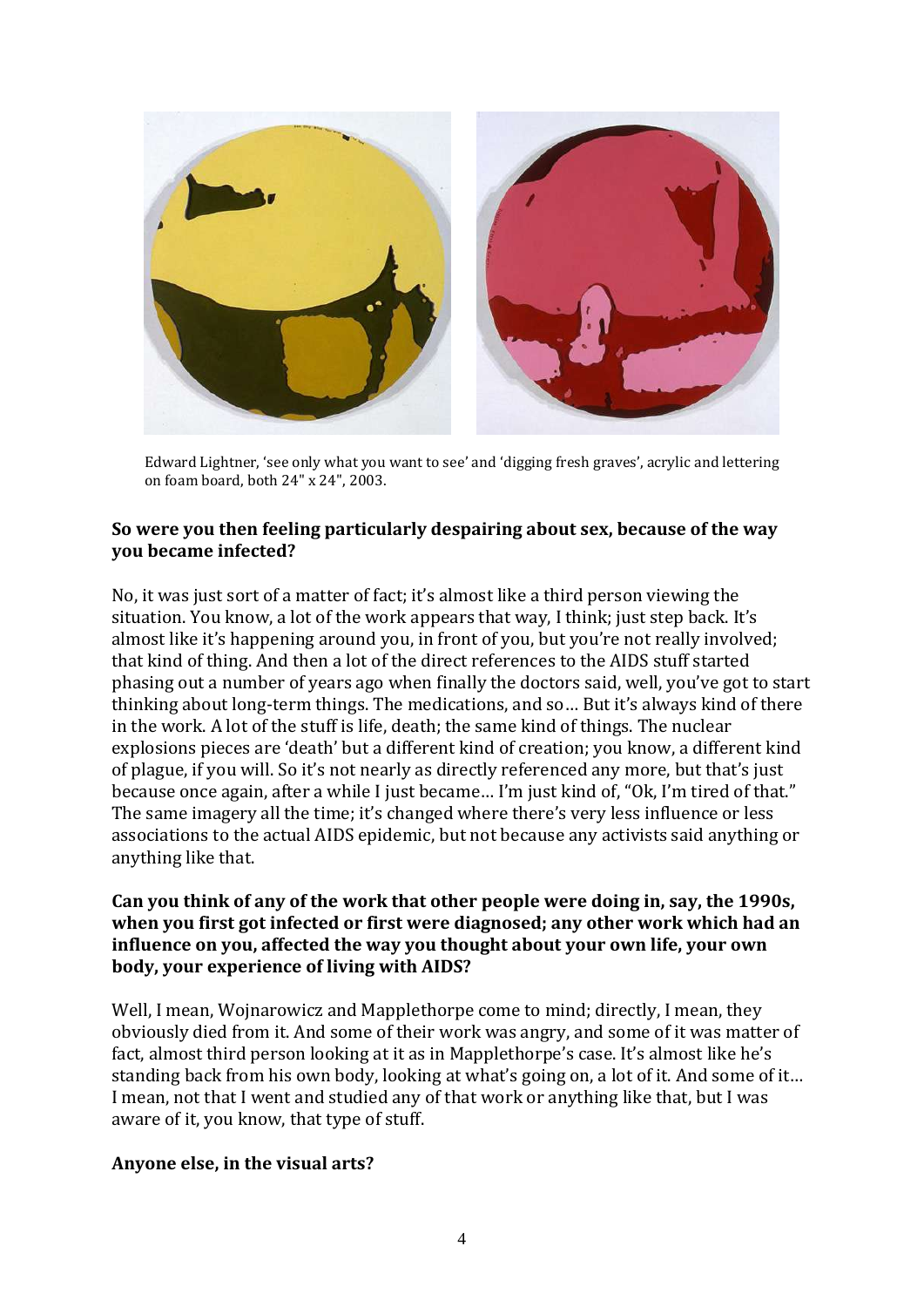Edward Lightner, 'see only what you want to see' and 'digging fresh graves', acrylic and lettering on foam board, both 24" x 24", 2003.

**So were you then feeling particularly despairing about sex, because of the way you became infected?**

No, it was just sort of a matter of fact; it's almost like a third person viewing the situation. You know, a lot of the work appears that way, I think; just step back. It's almost like it's happening around you, in front of you, but you're not really involved; that kind of thing. And then a lot of the direct references to the AIDS stuff started phasing out a number of years ago when finally the doctors said, well, you've got to start thinking about long-term things. The medications, and so… But it's always kind of there in the work. A lot of the stuff is life, death; the same kind of things. The nuclear explosions pieces are 'death' but a different kind of creation; you know, a different kind of plague, if you will. So it's not nearly as directly referenced any more, but that's just because once again, after a while I just became… I'm just kind of, "Ok, I'm tired of that." The same imagery all the time; it's changed where there's very less influence or less associations to the actual AIDS epidemic, but not because any activists said anything or anything like that.

**Can you think of any of the work that other people were doing in, say, the 1990s, when you first got infected or first were diagnosed; any other work which had an influence on you, affected the way you thought about your own life, your own body, your experience of living with AIDS?**

Well, I mean, Wojnarowicz and Mapplethorpe come to mind; directly, I mean, they obviously died from it. And some of their work was angry, and some of it was matter of fact, almost third person looking at it as in Mapplethorpe's case. It's almost like he's standing back from his own body, looking at what's going on, a lot of it. And some of it… I mean, not that I went and studied any of that work or anything like that, but I was aware of it, you know, that type of stuff.

**Anyone else, in the visual arts?**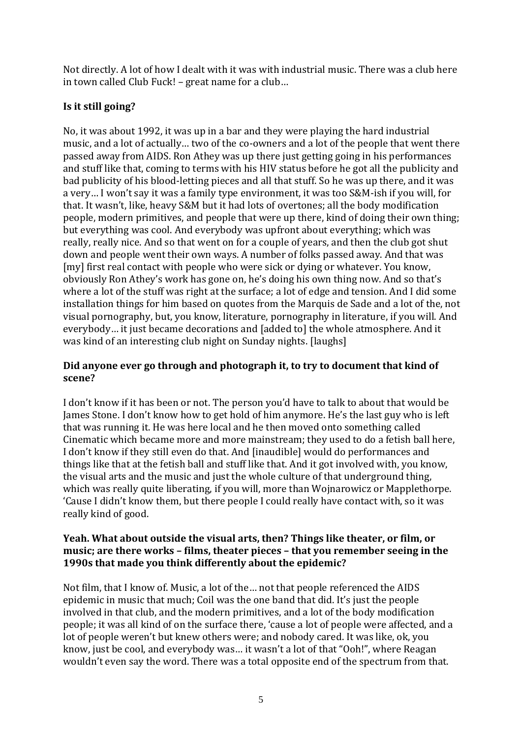Not directly. A lot of how I dealt with it was with industrial music. There was a club here in town called Club Fuck! – great name for a club…

**Is it still going?**

No, it was about 1992, it was up in a bar and they were playing the hard industrial music, and a lot of actually… two of the co-owners and a lot of the people that went there passed away from AIDS. Ron Athey was up there just getting going in his performances and stuff like that, coming to terms with his HIV status before he got all the publicity and bad publicity of his blood-letting pieces and all that stuff. So he was up there, and it was a very… I won't say it was a family type environment, it was too S&M-ish if you will, for that. It wasn't, like, heavy S&M but it had lots of overtones; all the body modification people, modern primitives, and people that were up there, kind of doing their own thing; but everything was cool. And everybody was upfront about everything; which was really, really nice. And so that went on for a couple of years, and then the club got shut down and people went their own ways. A number of folks passed away. And that was [my] first real contact with people who were sick or dying or whatever. You know, obviously Ron Athey's work has gone on, he's doing his own thing now. And so that's where a lot of the stuff was right at the surface; a lot of edge and tension. And I did some installation things for him based on quotes from the Marquis de Sade and a lot of the, not visual pornography, but, you know, literature, pornography in literature, if you will. And everybody… it just became decorations and [added to] the whole atmosphere. And it was kind of an interesting club night on Sunday nights. [laughs]

**Did anyone ever go through and photograph it, to try to document that kind of scene?**

I don't know if it has been or not. The person you'd have to talk to about that would be James Stone. I don't know how to get hold of him anymore. He's the last guy who is left that was running it. He was here local and he then moved onto something called Cinematic which became more and more mainstream; they used to do a fetish ball here, I don't know if they still even do that. And [inaudible] would do performances and things like that at the fetish ball and stuff like that. And it got involved with, you know, the visual arts and the music and just the whole culture of that underground thing, which was really quite liberating, if you will, more than Wojnarowicz or Mapplethorpe. 'Cause I didn't know them, but there people I could really have contact with, so it was really kind of good.

**Yeah. What about outside the visual arts, then? Things like theater, or film, or music; are there works – films, theater pieces – that you remember seeing in the 1990s that made you think differently about the epidemic?**

Not film, that I know of. Music, a lot of the… not that people referenced the AIDS epidemic in music that much; Coil was the one band that did. It's just the people involved in that club, and the modern primitives, and a lot of the body modification people; it was all kind of on the surface there, 'cause a lot of people were affected, and a lot of people weren't but knew others were; and nobody cared. It was like, ok, you know, just be cool, and everybody was… it wasn't a lot of that "Ooh!", where Reagan wouldn't even say the word. There was a total opposite end of the spectrum from that.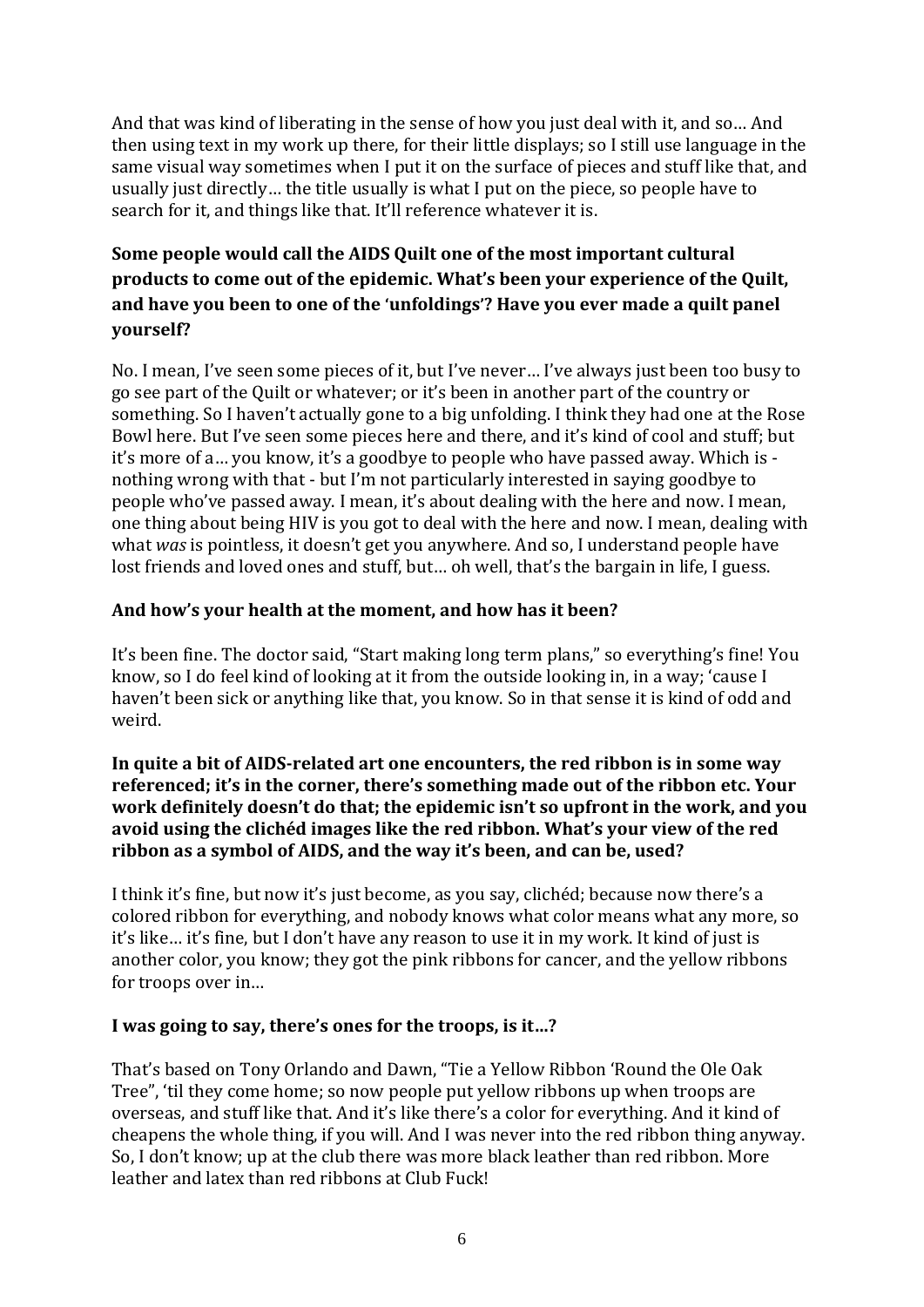And that was kind of liberating in the sense of how you just deal with it, and so… And then using text in my work up there, for their little displays; so I still use language in the same visual way sometimes when I put it on the surface of pieces and stuff like that, and usually just directly… the title usually is what I put on the piece, so people have to search for it, and things like that. It'll reference whatever it is.

**Some people would call the AIDS Quilt one of the most important cultural products to come out of the epidemic. What's been your experience of the Quilt, and have you been to one of the 'unfoldings'? Have you ever made a quilt panel yourself?**

No. I mean, I've seen some pieces of it, but I've never… I've always just been too busy to go see part of the Quilt or whatever; or it's been in another part of the country or something. So I haven't actually gone to a big unfolding. I think they had one at the Rose Bowl here. But I've seen some pieces here and there, and it's kind of cool and stuff; but it's more of a… you know, it's a goodbye to people who have passed away. Which is - nothing wrong with that - but I'm not particularly interested in saying goodbye to people who've passed away. I mean, it's about dealing with the here and now. I mean, one thing about being HIV is you got to deal with the here and now. I mean, dealing with what *was* is pointless, it doesn't get you anywhere. And so, I understand people have lost friends and loved ones and stuff, but… oh well, that's the bargain in life, I guess.

**And how's your health at the moment, and how has it been?**

It's been fine. The doctor said, "Start making long term plans," so everything's fine! You know, so I do feel kind of looking at it from the outside looking in, in a way; 'cause I haven't been sick or anything like that, you know. So in that sense it is kind of odd and weird.

**In quite a bit of AIDS-related art one encounters, the red ribbon is in some way referenced; it's in the corner, there's something made out of the ribbon etc. Your work definitely doesn't do that; the epidemic isn't so upfront in the work, and you avoid using the clichéd images like the red ribbon. What's your view of the red ribbon as a symbol of AIDS, and the way it's been, and can be, used?**

I think it's fine, but now it's just become, as you say, clichéd; because now there's a colored ribbon for everything, and nobody knows what color means what any more, so it's like… it's fine, but I don't have any reason to use it in my work. It kind of just is another color, you know; they got the pink ribbons for cancer, and the yellow ribbons for troops over in…

**I was going to say, there's ones for the troops, is it…?**

That's based on Tony Orlando and Dawn, "Tie a Yellow Ribbon 'Round the Ole Oak Tree", 'til they come home; so now people put yellow ribbons up when troops are overseas, and stuff like that. And it's like there's a color for everything. And it kind of cheapens the whole thing, if you will. And I was never into the red ribbon thing anyway. So, I don't know; up at the club there was more black leather than red ribbon. More leather and latex than red ribbons at Club Fuck!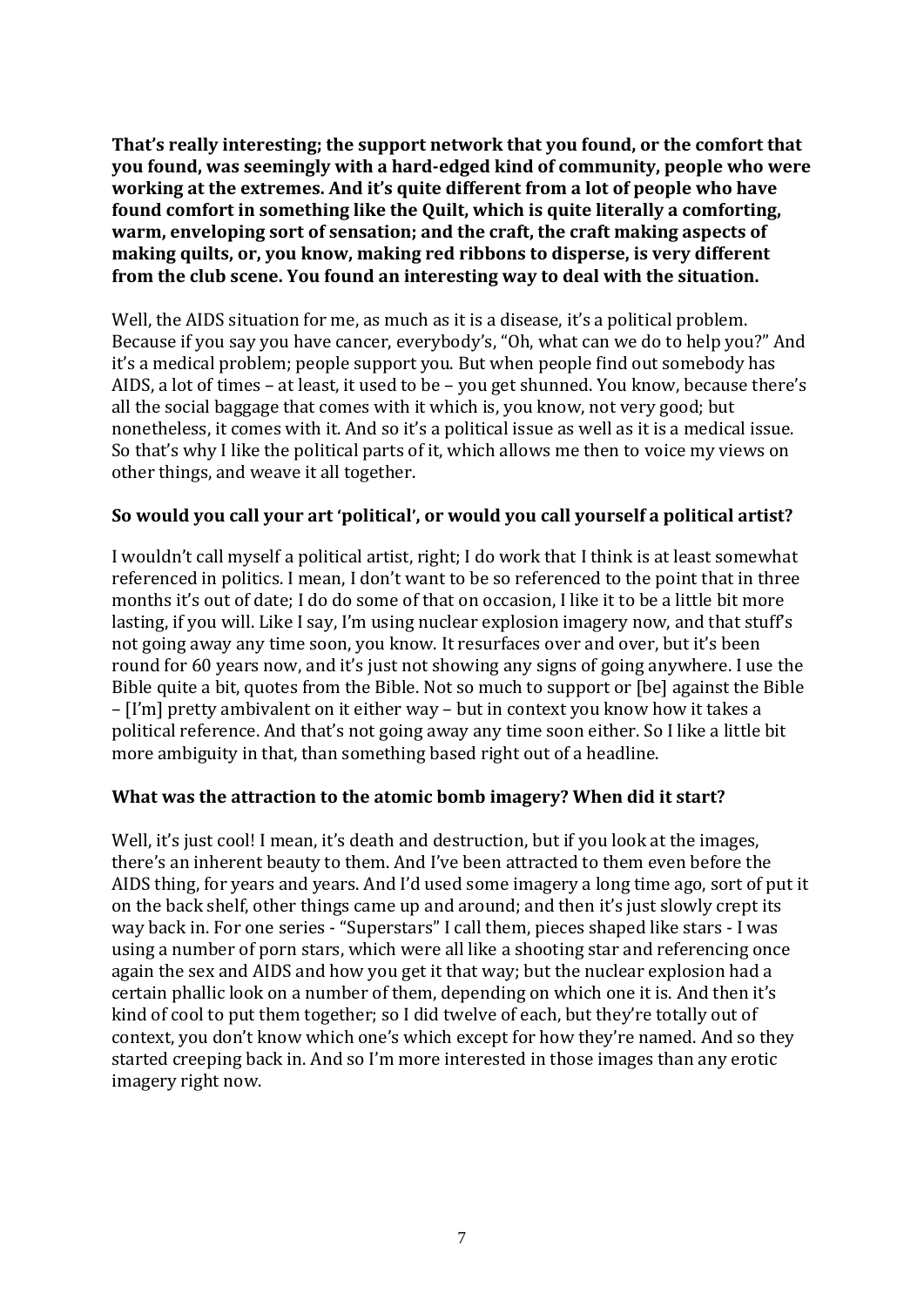**That's really interesting; the support network that you found, or the comfort that you found, was seemingly with a hard-edged kind of community, people who were working at the extremes. And it's quite different from a lot of people who have found comfort in something like the Quilt, which is quite literally a comforting, warm, enveloping sort of sensation; and the craft, the craft making aspects of making quilts, or, you know, making red ribbons to disperse, is very different from the club scene. You found an interesting way to deal with the situation.**

Well, the AIDS situation for me, as much as it is a disease, it's a political problem. Because if you say you have cancer, everybody's, "Oh, what can we do to help you?" And it's a medical problem; people support you. But when people find out somebody has AIDS, a lot of times – at least, it used to be – you get shunned. You know, because there's all the social baggage that comes with it which is, you know, not very good; but nonetheless, it comes with it. And so it's a political issue as well as it is a medical issue. So that's why I like the political parts of it, which allows me then to voice my views on other things, and weave it all together.

**So would you call your art 'political', or would you call yourself a political artist?**

I wouldn't call myself a political artist, right; I do work that I think is at least somewhat referenced in politics. I mean, I don't want to be so referenced to the point that in three months it's out of date; I do do some of that on occasion, I like it to be a little bit more lasting, if you will. Like I say, I'm using nuclear explosion imagery now, and that stuff's not going away any time soon, you know. It resurfaces over and over, but it's been round for 60 years now, and it's just not showing any signs of going anywhere. I use the Bible quite a bit, quotes from the Bible. Not so much to support or [be] against the Bible – [I'm] pretty ambivalent on it either way – but in context you know how it takes a political reference. And that's not going away any time soon either. So I like a little bit more ambiguity in that, than something based right out of a headline.

**What was the attraction to the atomic bomb imagery? When did it start?**

Well, it's just cool! I mean, it's death and destruction, but if you look at the images, there's an inherent beauty to them. And I've been attracted to them even before the AIDS thing, for years and years. And I'd used some imagery a long time ago, sort of put it on the back shelf, other things came up and around; and then it's just slowly crept its way back in. For one series - "Superstars" I call them, pieces shaped like stars - I was using a number of porn stars, which were all like a shooting star and referencing once again the sex and AIDS and how you get it that way; but the nuclear explosion had a certain phallic look on a number of them, depending on which one it is. And then it's kind of cool to put them together; so I did twelve of each, but they're totally out of context, you don't know which one's which except for how they're named. And so they started creeping back in. And so I'm more interested in those images than any erotic imagery right now.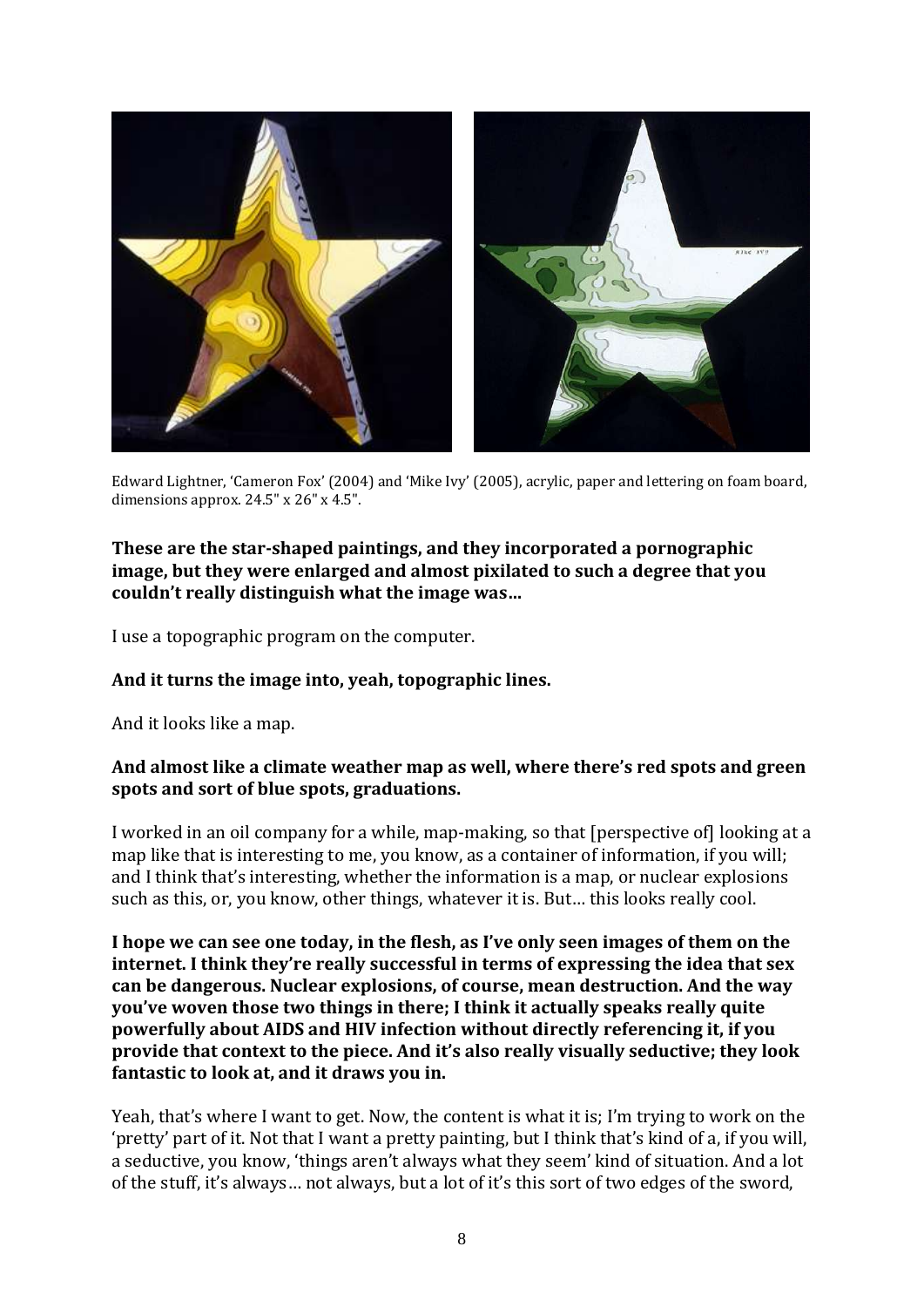Edward Lightner, 'Cameron Fox' (2004) and 'Mike Ivy' (2005), acrylic, paper and lettering on foam board, dimensions approx. 24.5" x 26" x 4.5".

**These are the star-shaped paintings, and they incorporated a pornographic image, but they were enlarged and almost pixilated to such a degree that you couldn't really distinguish what the image was…**

I use a topographic program on the computer.

**And it turns the image into, yeah, topographic lines.**

And it looks like a map.

**And almost like a climate weather map as well, where there's red spots and green spots and sort of blue spots, graduations.**

I worked in an oil company for a while, map-making, so that [perspective of] looking at a map like that is interesting to me, you know, as a container of information, if you will; and I think that's interesting, whether the information is a map, or nuclear explosions such as this, or, you know, other things, whatever it is. But… this looks really cool.

**I hope we can see one today, in the flesh, as I've only seen images of them on the internet. I think they're really successful in terms of expressing the idea that sex can be dangerous. Nuclear explosions, of course, mean destruction. And the way you've woven those two things in there; I think it actually speaks really quite powerfully about AIDS and HIV infection without directly referencing it, if you provide that context to the piece. And it's also really visually seductive; they look fantastic to look at, and it draws you in.**

Yeah, that's where I want to get. Now, the content is what it is; I'm trying to work on the 'pretty' part of it. Not that I want a pretty painting, but I think that's kind of a, if you will, a seductive, you know, 'things aren't always what they seem' kind of situation. And a lot of the stuff, it's always… not always, but a lot of it's this sort of two edges of the sword,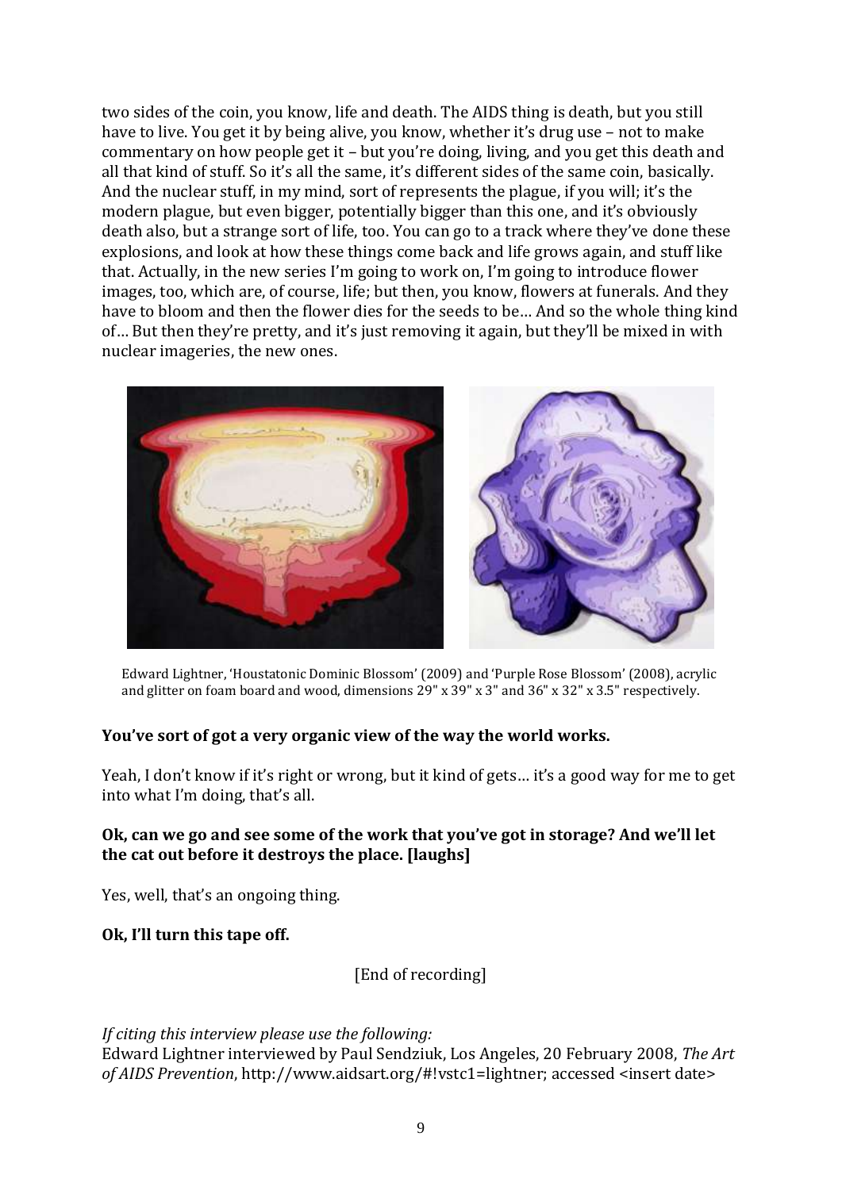two sides of the coin, you know, life and death. The AIDS thing is death, but you still have to live. You get it by being alive, you know, whether it's drug use – not to make commentary on how people get it – but you're doing, living, and you get this death and all that kind of stuff. So it's all the same, it's different sides of the same coin, basically. And the nuclear stuff, in my mind, sort of represents the plague, if you will; it's the modern plague, but even bigger, potentially bigger than this one, and it's obviously death also, but a strange sort of life, too. You can go to a track where they've done these explosions, and look at how these things come back and life grows again, and stuff like that. Actually, in the new series I'm going to work on, I'm going to introduce flower images, too, which are, of course, life; but then, you know, flowers at funerals. And they have to bloom and then the flower dies for the seeds to be… And so the whole thing kind of… But then they're pretty, and it's just removing it again, but they'll be mixed in with nuclear imageries, the new ones.

Edward Lightner, 'Houstatonic Dominic Blossom' (2009) and 'Purple Rose Blossom' (2008), acrylic and glitter on foam board and wood, dimensions 29" x 39" x 3" and 36" x 32" x 3.5" respectively.

**You've sort of got a very organic view of the way the world works.**

Yeah, I don't know if it's right or wrong, but it kind of gets… it's a good way for me to get into what I'm doing, that's all.

**Ok, can we go and see some of the work that you've got in storage? And we'll let the cat out before it destroys the place. [laughs]**

Yes, well, that's an ongoing thing.

**Ok, I'll turn this tape off.**

[End of recording]

*If citing this interview please use the following:*
Edward Lightner interviewed by Paul Sendziuk, Los Angeles, 20 February 2008, *The Art of AIDS Prevention*, http://www.aidsart.org/#!vstc1=lightner; accessed <insert date>